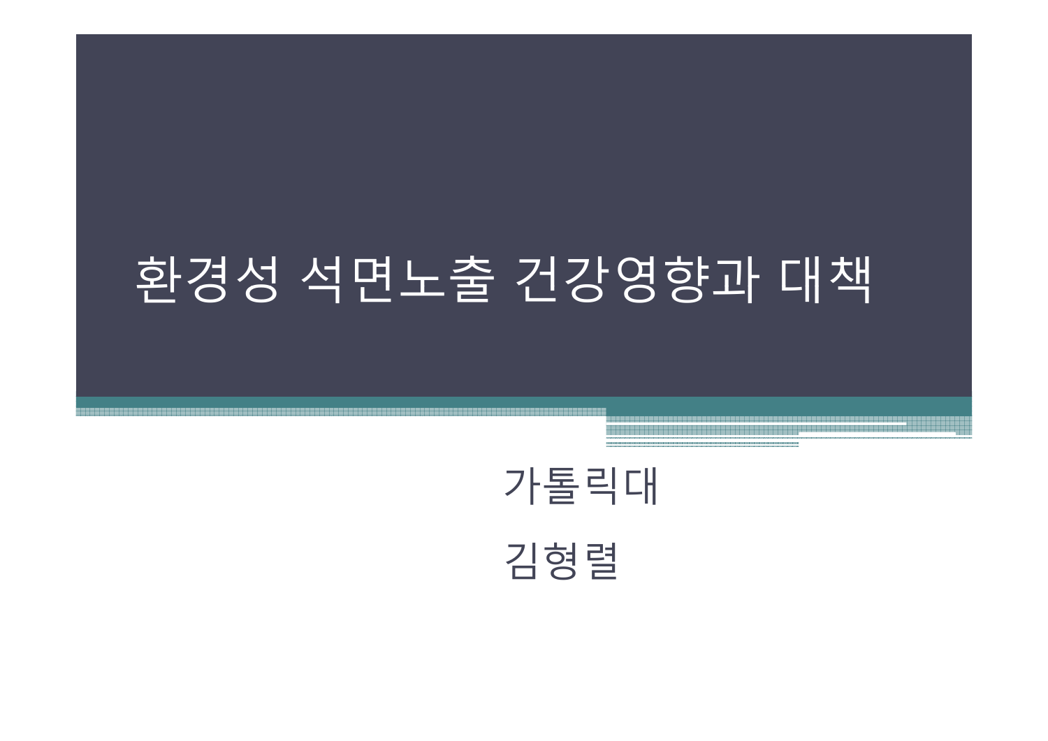# 환경성 석면노출 건강영향과 대책

가톨릭대

김형렬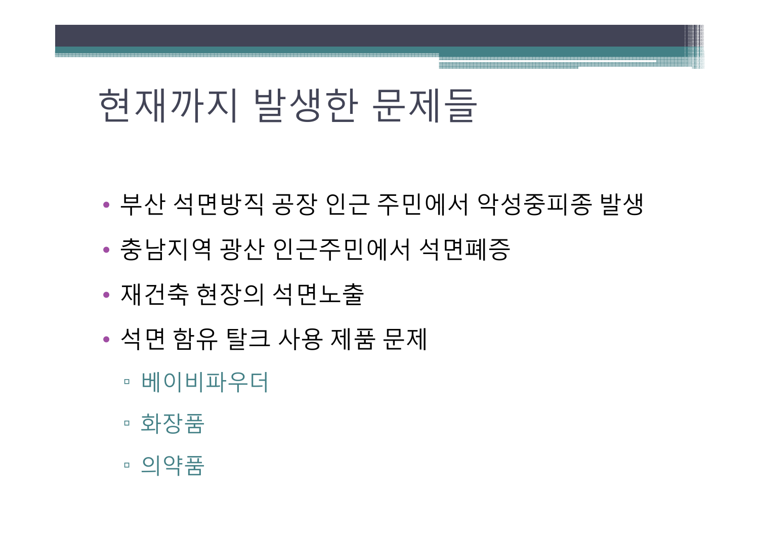# 현재까지 발생한 문제들

- 부산 석면방직 공장 인근 주민에서 악성중피종 발생
- 충남지역 광산 인근주민에서 석면폐증
- 재건축 현장의 석면노출
- 석면 함유 탈크 사용 제품 문제
  - 베이비파우더
  - 화장품
  - 의약품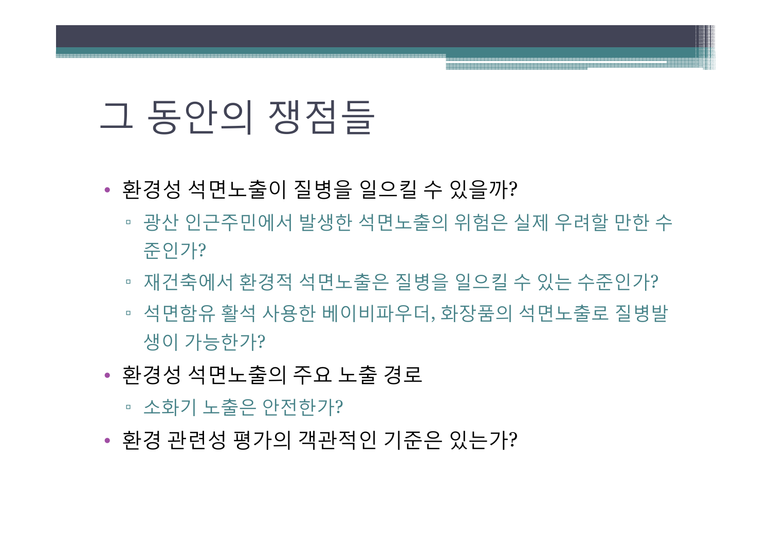# 그 동안의 쟁점들

- 환경성 석면노출이 질병을 일으킬 수 있을까?
  - 광산 인근주민에서 발생한 석면노출의 위험은 실제 우려할 만한 수준인가?
  - 재건축에서 환경적 석면노출은 질병을 일으킬 수 있는 수준인가?
  - 석면함유 활석 사용한 베이비파우더, 화장품의 석면노출로 질병발생이 가능한가?
- 환경성 석면노출의 주요 노출 경로
  - 소화기 노출은 안전한가?
- 환경 관련성 평가의 객관적인 기준은 있는가?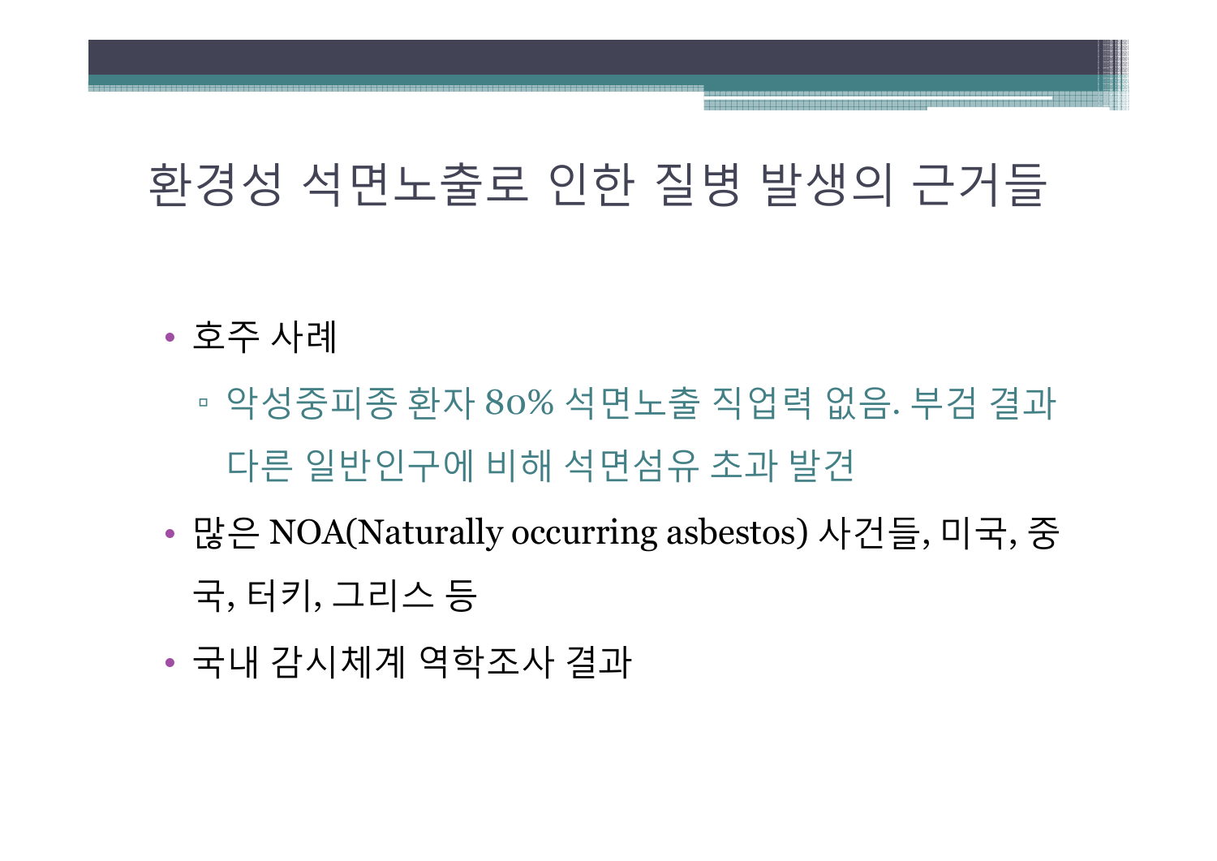# 환경성 석면노출로 인한 질병 발생의 근거들

- 호주 사례
  - 악성중피종 환자 80% 석면노출 직업력 없음. 부검 결과 다른 일반인구에 비해 석면섬유 초과 발견
- 많은 NOA(Naturally occurring asbestos) 사건들, 미국, 중국, 터키, 그리스 등
- 국내 감시체계 역학조사 결과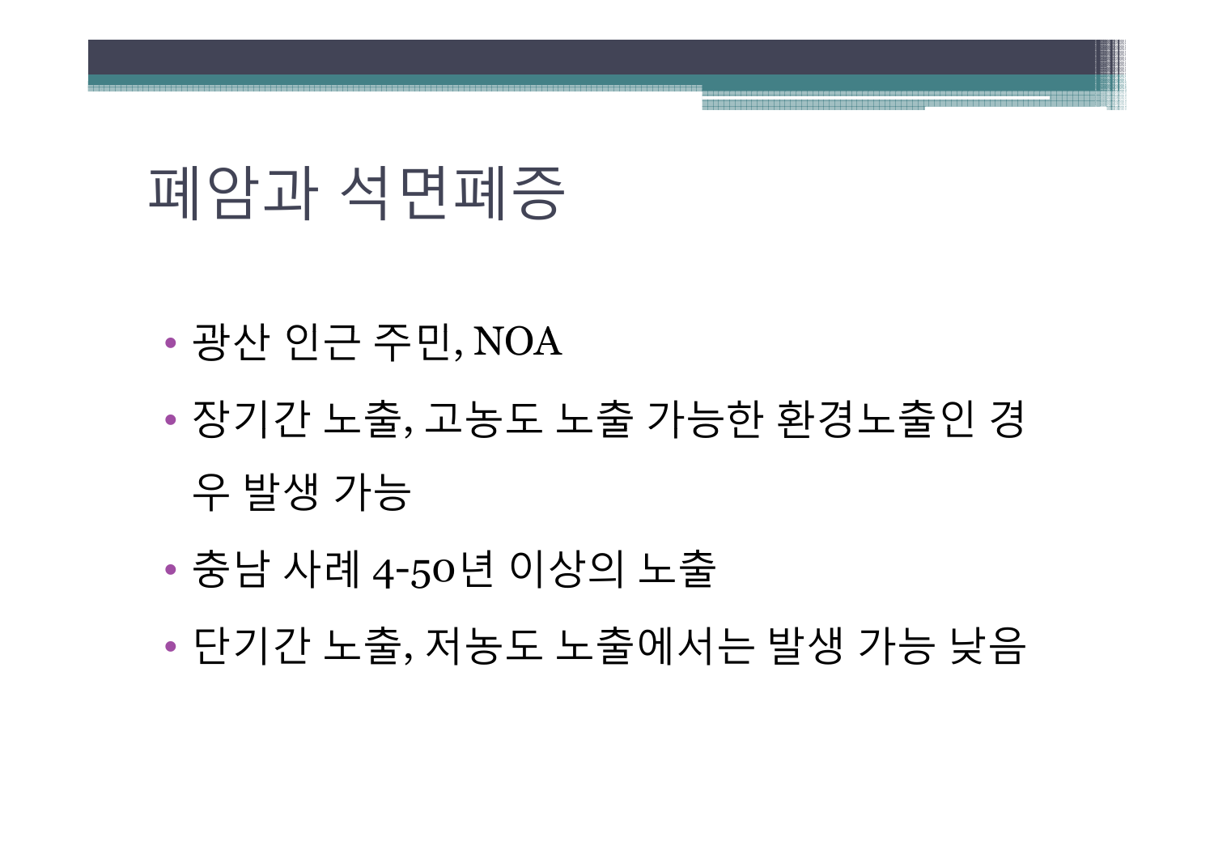# 폐암과 석면폐증

- 광산 인근 주민, NOA
- 장기간 노출, 고농도 노출 가능한 환경노출인 경우 발생 가능
- 충남 사례 4-50년 이상의 노출
- 단기간 노출, 저농도 노출에서는 발생 가능 낮음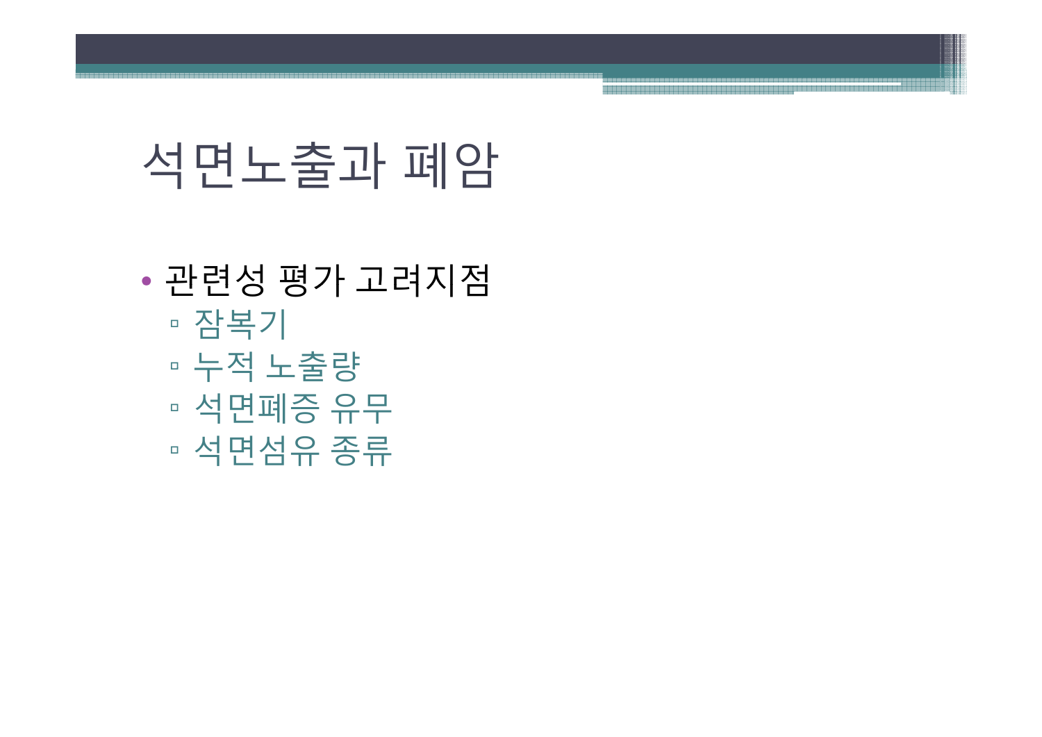# 석면노출과 폐암

- 관련성 평가 고려지점
  - 잠복기
  - 누적 노출량
  - 석면폐증 유무
  - 석면섬유 종류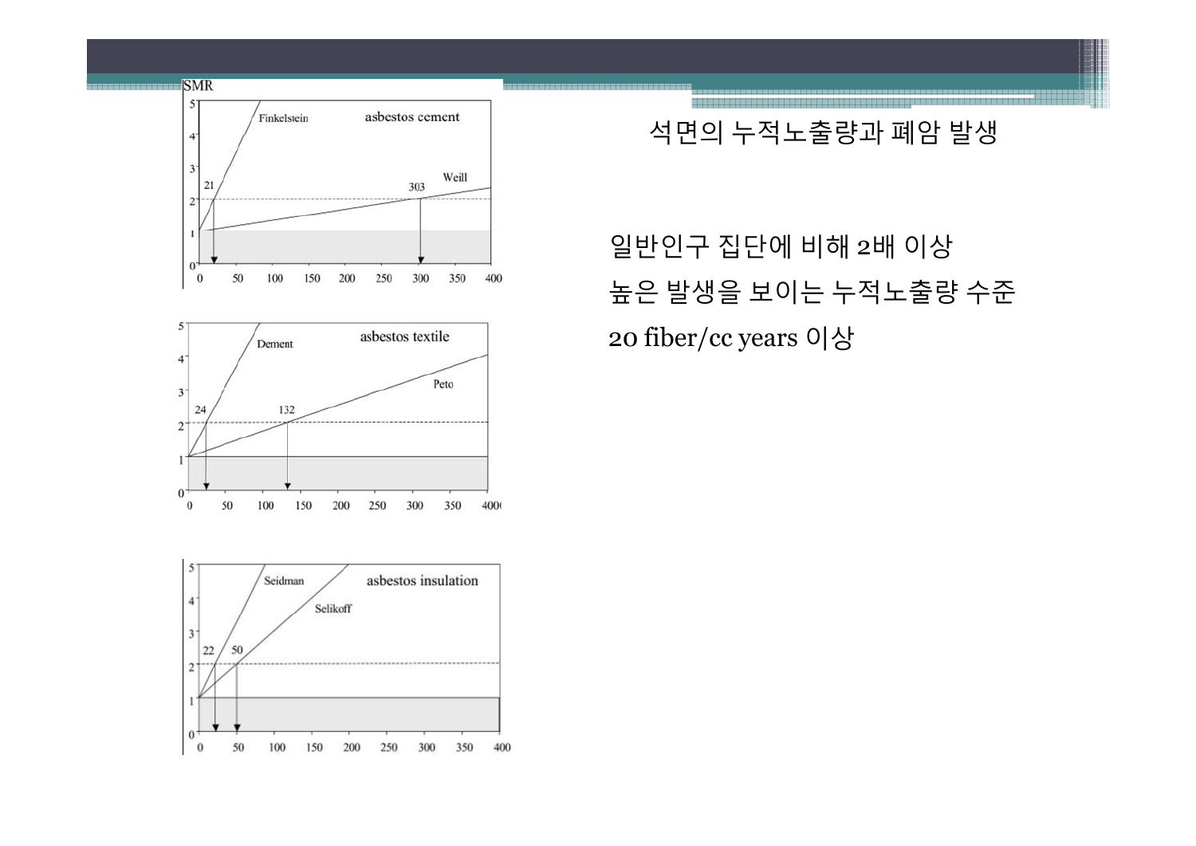# 석면의 누적노출량과 폐암 발생

일반인구 집단에 비해 2배 이상

높은 발생을 보이는 누적노출량 수준

20 fiber/cc years 이상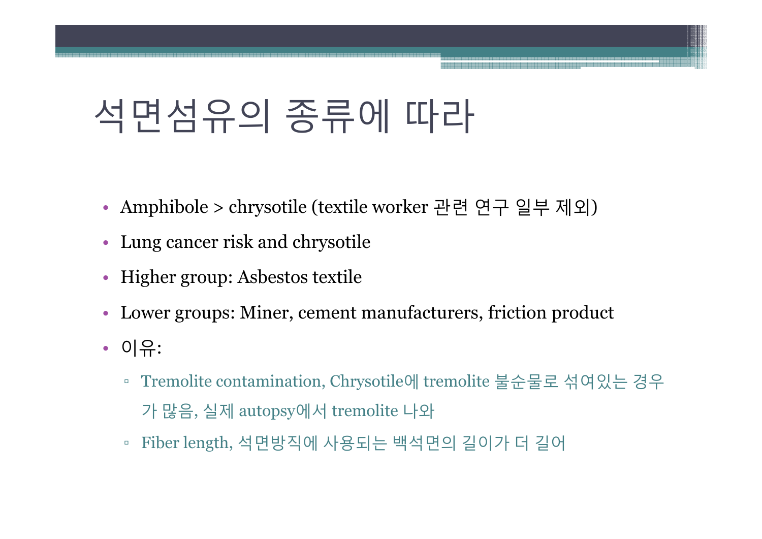# 석면섬유의 종류에 따라

- Amphibole > chrysotile (textile worker 관련 연구 일부 제외)
- Lung cancer risk and chrysotile
- Higher group: Asbestos textile
- Lower groups: Miner, cement manufacturers, friction product
- 이유:
  - Tremolite contamination, Chrysotile에 tremolite 불순물로 섞여있는 경우가 많음, 실제 autopsy에서 tremolite 나와
  - Fiber length, 석면방직에 사용되는 백석면의 길이가 더 길어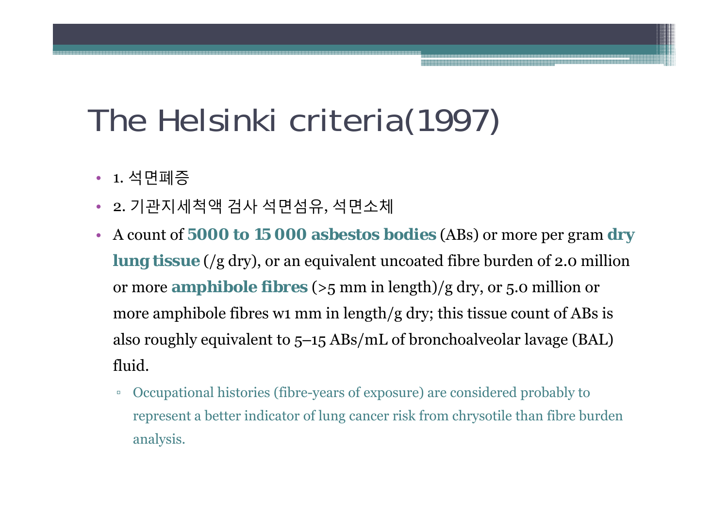# The Helsinki criteria(1997)

- 1. 석면폐증
- 2. 기관지세척액 검사 석면섬유, 석면소체
- A count of **5000 to 15 000 asbestos bodies** (ABs) or more per gram **dry lung tissue** (/g dry), or an equivalent uncoated fibre burden of 2.0 million or more **amphibole fibres** (>5 mm in length)/g dry, or 5.0 million or more amphibole fibres w1 mm in length/g dry; this tissue count of ABs is also roughly equivalent to 5–15 ABs/mL of bronchoalveolar lavage (BAL) fluid.
  - Occupational histories (fibre-years of exposure) are considered probably to represent a better indicator of lung cancer risk from chrysotile than fibre burden analysis.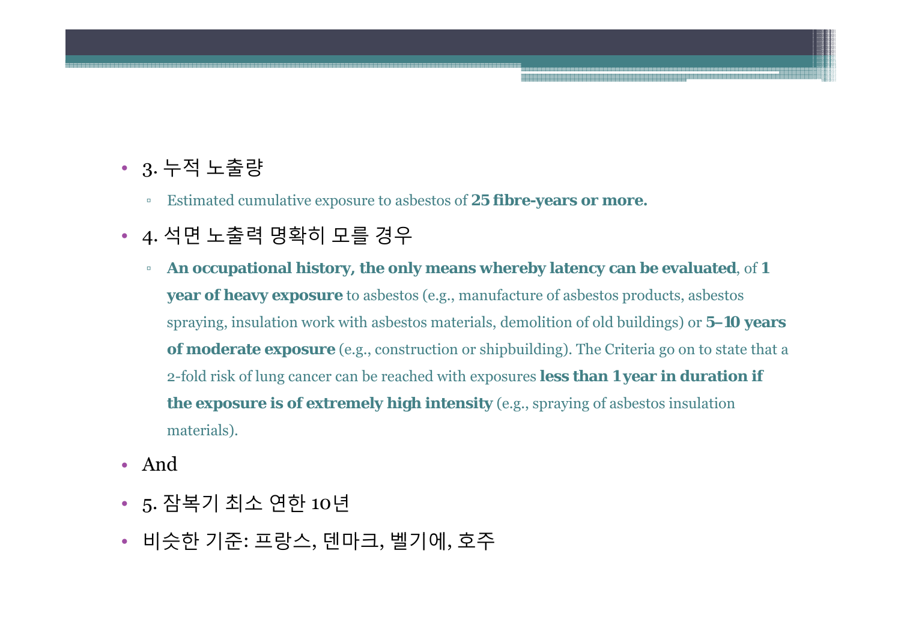- 3. 누적 노출량
  - Estimated cumulative exposure to asbestos of **25 fibre-years or more.**
- 4. 석면 노출력 명확히 모를 경우
  - **An occupational history, the only means whereby latency can be evaluated**, of **1 year of heavy exposure** to asbestos (e.g., manufacture of asbestos products, asbestos spraying, insulation work with asbestos materials, demolition of old buildings) or **5–10 years of moderate exposure** (e.g., construction or shipbuilding). The Criteria go on to state that a 2-fold risk of lung cancer can be reached with exposures **less than 1 year in duration if the exposure is of extremely high intensity** (e.g., spraying of asbestos insulation materials).
- And
- 5. 잠복기 최소 연한 10년
- 비슷한 기준: 프랑스, 덴마크, 벨기에, 호주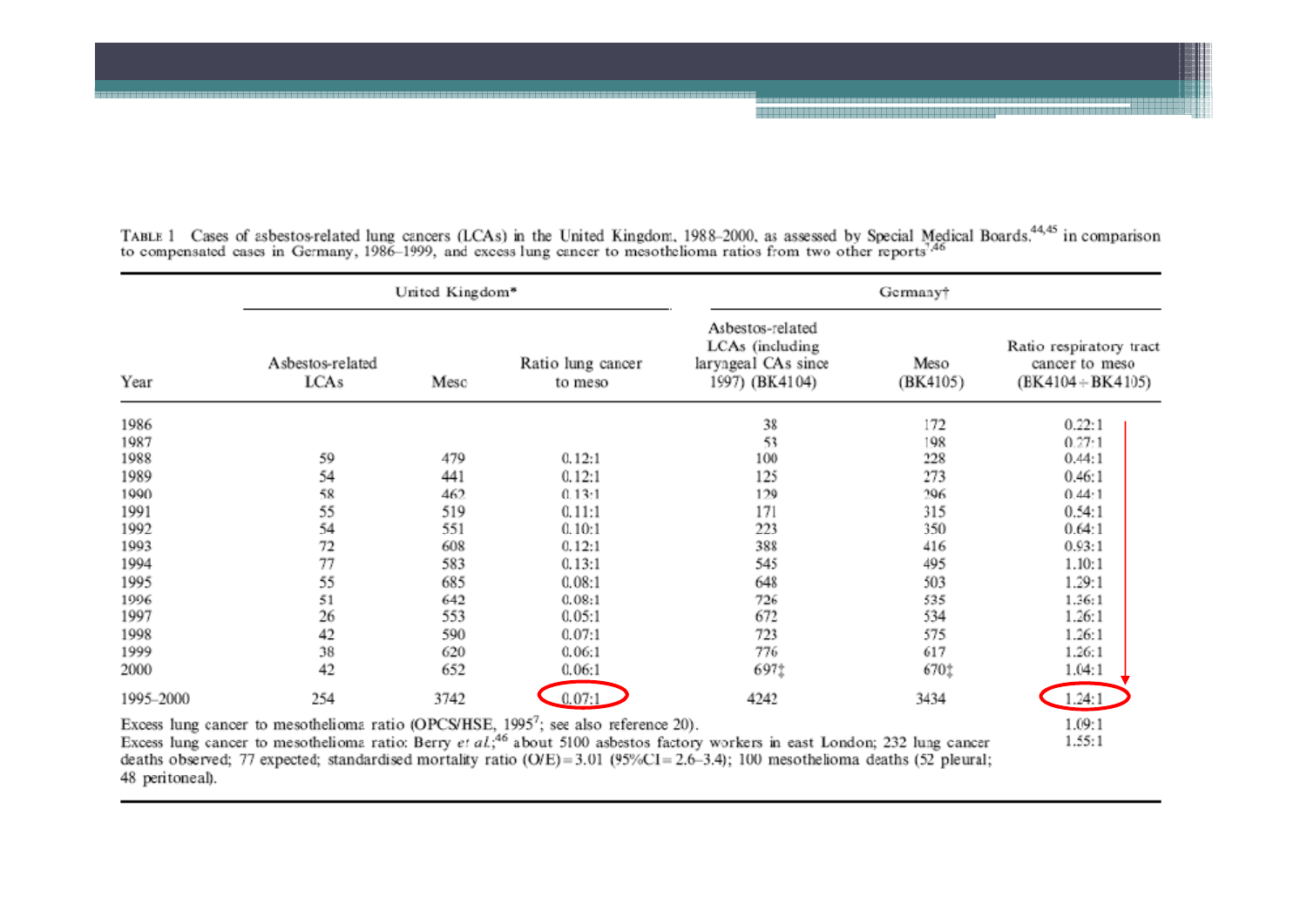TABLE 1 Cases of asbestos-related lung cancers (LCAs) in the United Kingdom, 1988–2000, as assessed by Special Medical Boards.[44,45] in comparison to compensated cases in Germany, 1986–1999, and excess lung cancer to mesothelioma ratios from two other reports[7,46]

| Year | United Kingdom* | | | Germany† | | |
|---|---|---|---|---|---|---|
| | Asbestos-related LCAs | Meso | Ratio lung cancer to meso | Asbestos-related LCAs (including laryngeal CAs since 1997) (BK4104) | Meso (BK4105) | Ratio respiratory tract cancer to meso (BK4104÷BK4105) |
| 1986 | | | | 38 | 172 | 0.22:1 |
| 1987 | | | | 53 | 198 | 0.27:1 |
| 1988 | 59 | 479 | 0.12:1 | 100 | 228 | 0.44:1 |
| 1989 | 54 | 441 | 0.12:1 | 125 | 273 | 0.46:1 |
| 1990 | 58 | 462 | 0.13:1 | 129 | 296 | 0.44:1 |
| 1991 | 55 | 519 | 0.11:1 | 171 | 315 | 0.54:1 |
| 1992 | 54 | 551 | 0.10:1 | 223 | 350 | 0.64:1 |
| 1993 | 72 | 608 | 0.12:1 | 388 | 416 | 0.93:1 |
| 1994 | 77 | 583 | 0.13:1 | 545 | 495 | 1.10:1 |
| 1995 | 55 | 685 | 0.08:1 | 648 | 503 | 1.29:1 |
| 1996 | 51 | 642 | 0.08:1 | 726 | 535 | 1.36:1 |
| 1997 | 26 | 553 | 0.05:1 | 672 | 534 | 1.26:1 |
| 1998 | 42 | 590 | 0.07:1 | 723 | 575 | 1.26:1 |
| 1999 | 38 | 620 | 0.06:1 | 776 | 617 | 1.26:1 |
| 2000 | 42 | 652 | 0.06:1 | 697‡ | 670‡ | 1.04:1 |
| 1995–2000 | 254 | 3742 | 0.07:1 | 4242 | 3434 | 1.24:1 |
| Excess lung cancer to mesothelioma ratio (OPCS/HSE, 1995[7]; see also reference 20). | | | | | | 1.09:1 |
| Excess lung cancer to mesothelioma ratio: Berry *et al*;[46] about 5100 asbestos factory workers in east London; 232 lung cancer deaths observed; 77 expected; standardised mortality ratio (O/E) = 3.01 (95%CI = 2.6–3.4); 100 mesothelioma deaths (52 pleural; 48 peritoneal). | | | | | | 1.55:1 |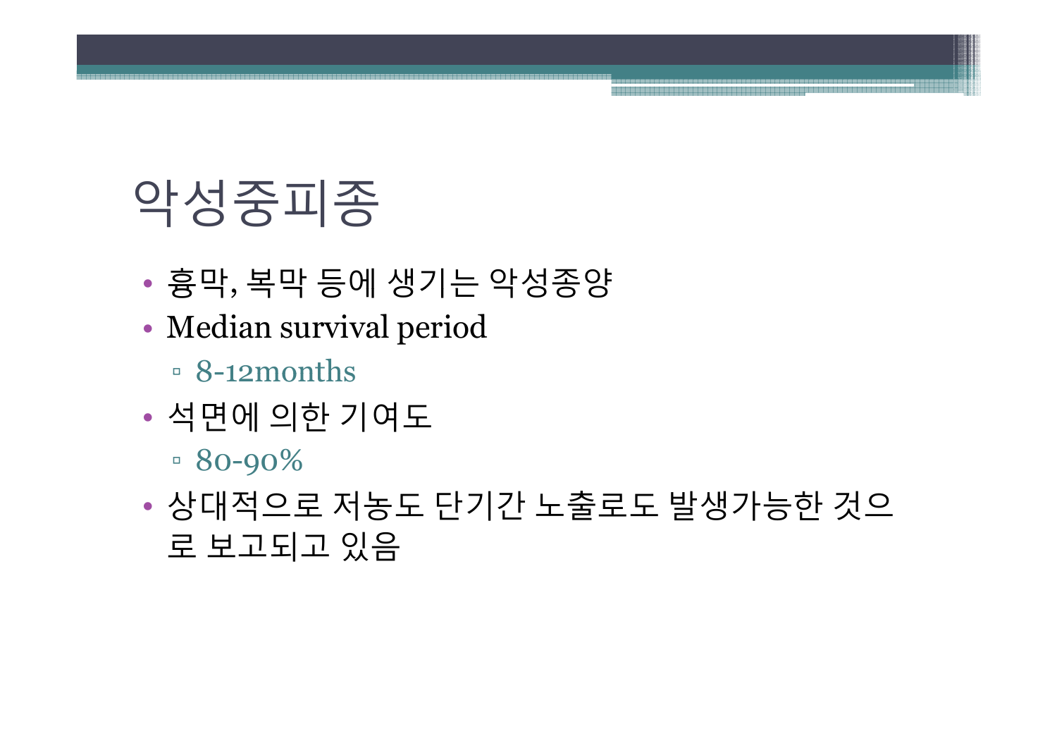# 악성중피종

- 흉막, 복막 등에 생기는 악성종양
- Median survival period
  - 8-12months
- 석면에 의한 기여도
  - 80-90%
- 상대적으로 저농도 단기간 노출로도 발생가능한 것으로 보고되고 있음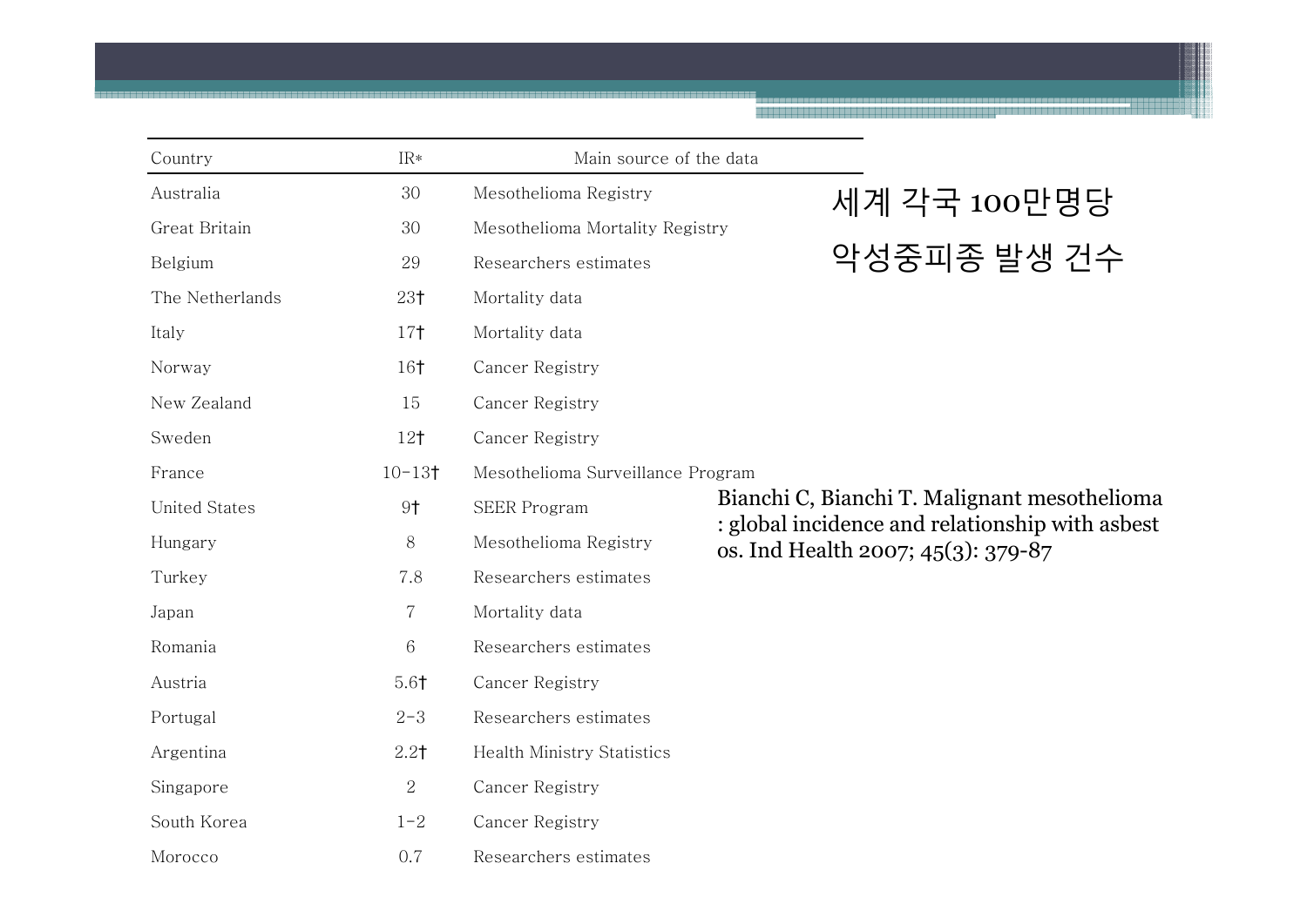세계 각국 100만명당

악성중피종 발생 건수

| Country | IR* | Main source of the data |
|---|---|---|
| Australia | 30 | Mesothelioma Registry |
| Great Britain | 30 | Mesothelioma Mortality Registry |
| Belgium | 29 | Researchers estimates |
| The Netherlands | 23† | Mortality data |
| Italy | 17† | Mortality data |
| Norway | 16† | Cancer Registry |
| New Zealand | 15 | Cancer Registry |
| Sweden | 12† | Cancer Registry |
| France | 10-13† | Mesothelioma Surveillance Program |
| United States | 9† | SEER Program |
| Hungary | 8 | Mesothelioma Registry |
| Turkey | 7.8 | Researchers estimates |
| Japan | 7 | Mortality data |
| Romania | 6 | Researchers estimates |
| Austria | 5.6† | Cancer Registry |
| Portugal | 2-3 | Researchers estimates |
| Argentina | 2.2† | Health Ministry Statistics |
| Singapore | 2 | Cancer Registry |
| South Korea | 1-2 | Cancer Registry |
| Morocco | 0.7 | Researchers estimates |

Bianchi C, Bianchi T. Malignant mesothelioma : global incidence and relationship with asbestos. Ind Health 2007; 45(3): 379-87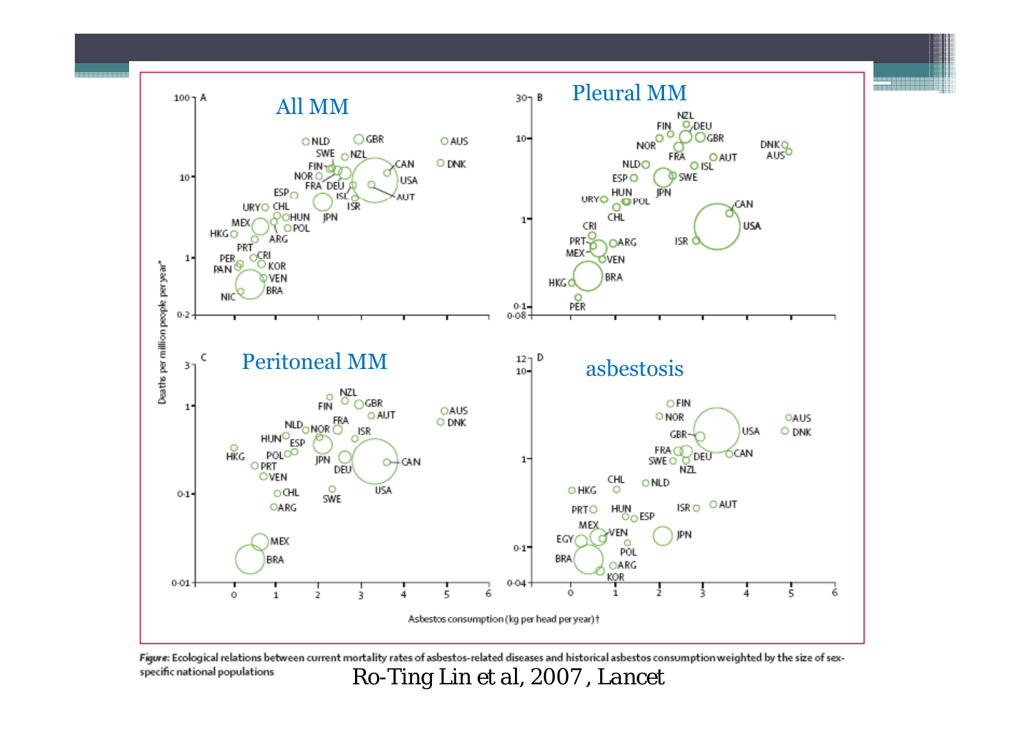All MM

Pleural MM

Peritoneal MM

asbestosis

Figure: Ecological relations between current mortality rates of asbestos-related diseases and historical asbestos consumption weighted by the size of sex-specific national populations

Ro-Ting Lin et al, 2007, Lancet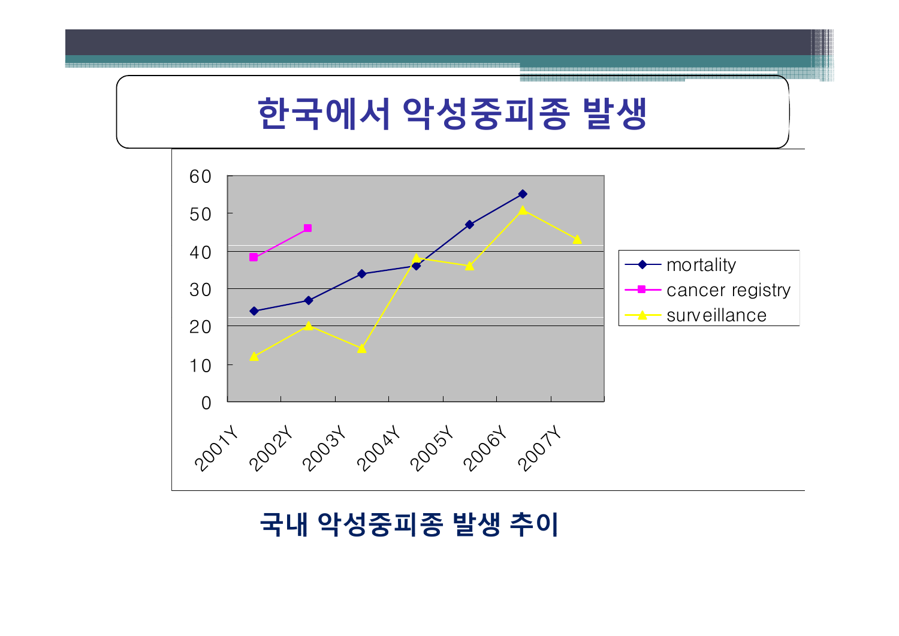# 한국에서 악성중피종 발생

| | 2001Y | 2002Y | 2003Y | 2004Y | 2005Y | 2006Y | 2007Y |
|---|---|---|---|---|---|---|---|
| mortality | 24 | 27 | 34 | 36 | 47 | 55 | |
| cancer registry | 38 | 46 | | | | | |
| surveillance | 12 | 20 | 14 | 38 | 36 | 51 | 43 |

국내 악성중피종 발생 추이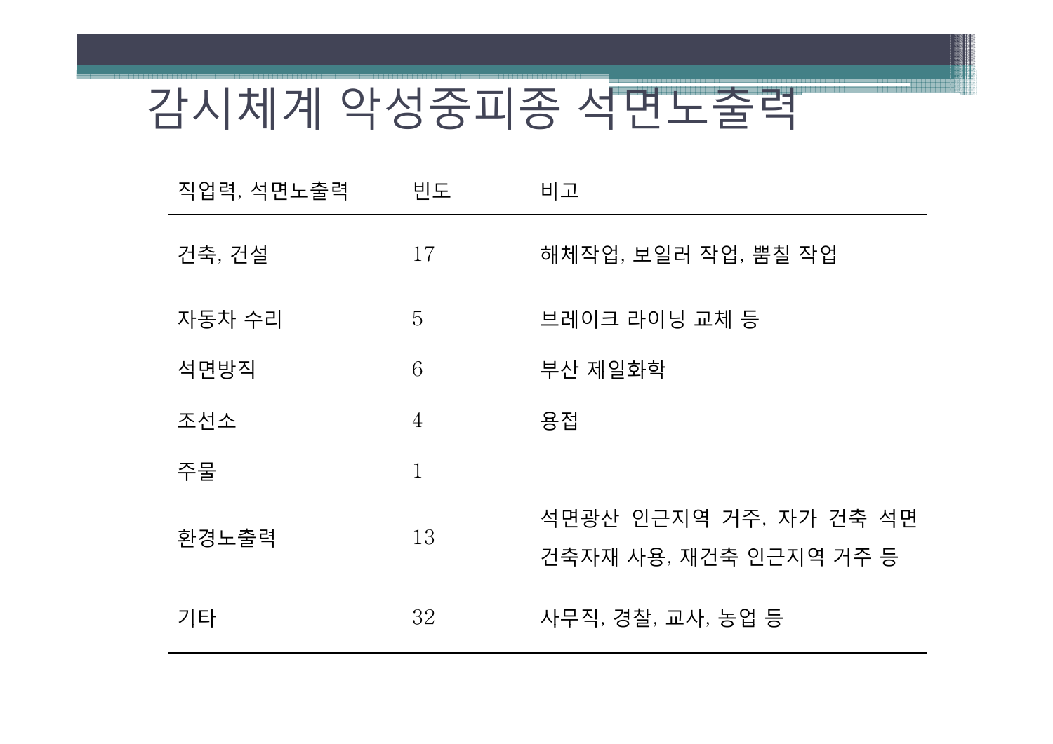# 감시체계 악성중피종 석면노출력

| 직업력, 석면노출력 | 빈도 | 비고 |
| --- | --- | --- |
| 건축, 건설 | 17 | 해체작업, 보일러 작업, 뿜칠 작업 |
| 자동차 수리 | 5 | 브레이크 라이닝 교체 등 |
| 석면방직 | 6 | 부산 제일화학 |
| 조선소 | 4 | 용접 |
| 주물 | 1 | |
| 환경노출력 | 13 | 석면광산 인근지역 거주, 자가 건축 석면 건축자재 사용, 재건축 인근지역 거주 등 |
| 기타 | 32 | 사무직, 경찰, 교사, 농업 등 |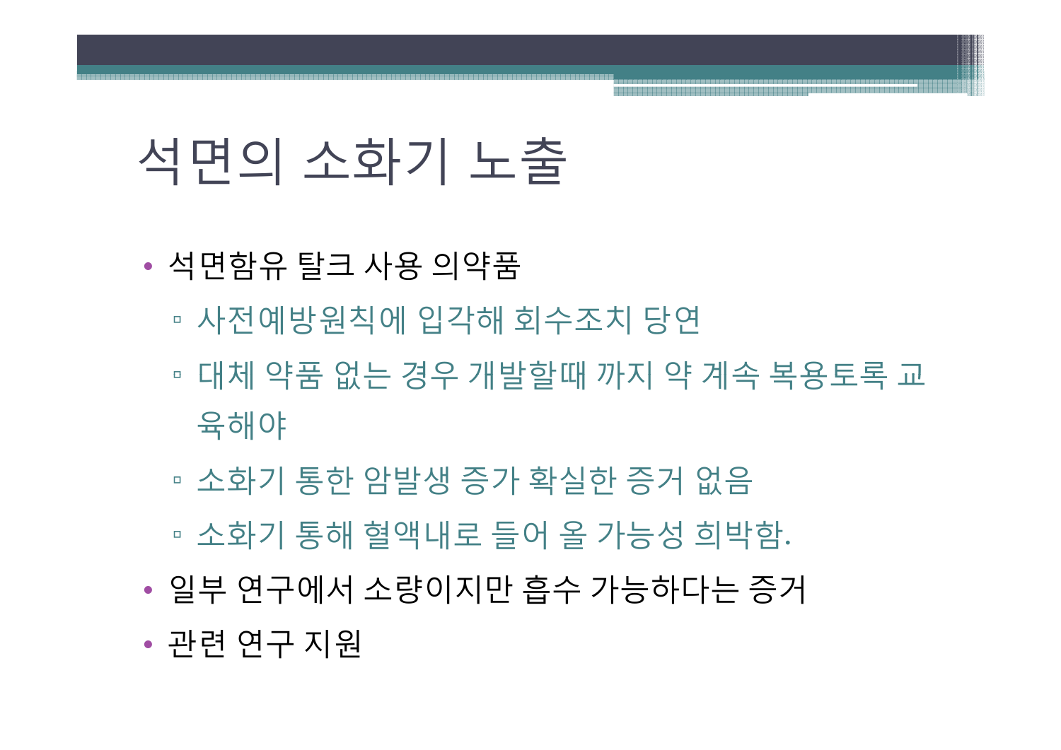# 석면의 소화기 노출

- 석면함유 탈크 사용 의약품
  - 사전예방원칙에 입각해 회수조치 당연
  - 대체 약품 없는 경우 개발할때 까지 약 계속 복용토록 교육해야
  - 소화기 통한 암발생 증가 확실한 증거 없음
  - 소화기 통해 혈액내로 들어 올 가능성 희박함.
- 일부 연구에서 소량이지만 흡수 가능하다는 증거
- 관련 연구 지원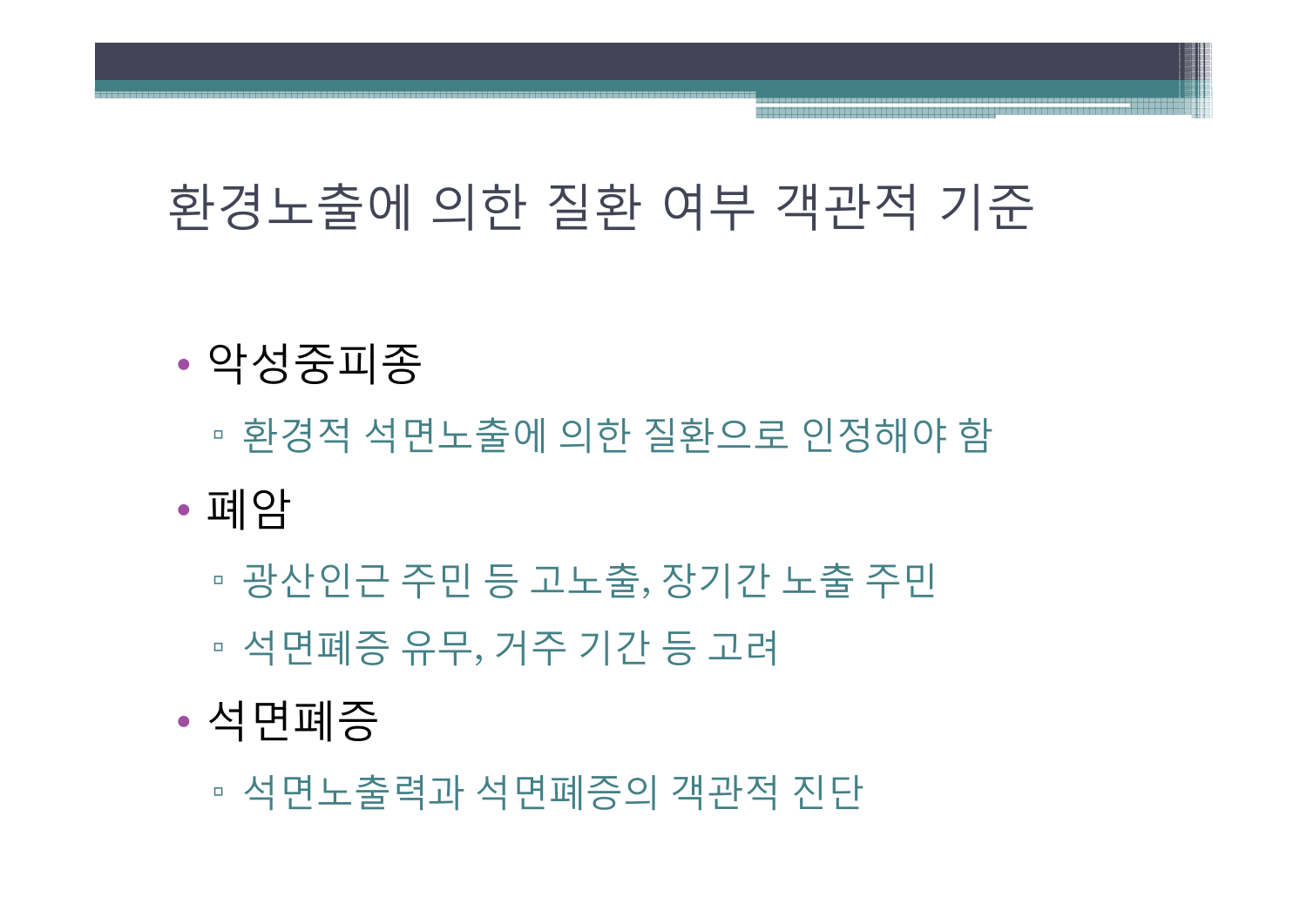# 환경노출에 의한 질환 여부 객관적 기준

- 악성중피종
  - 환경적 석면노출에 의한 질환으로 인정해야 함
- 폐암
  - 광산인근 주민 등 고노출, 장기간 노출 주민
  - 석면폐증 유무, 거주 기간 등 고려
- 석면폐증
  - 석면노출력과 석면폐증의 객관적 진단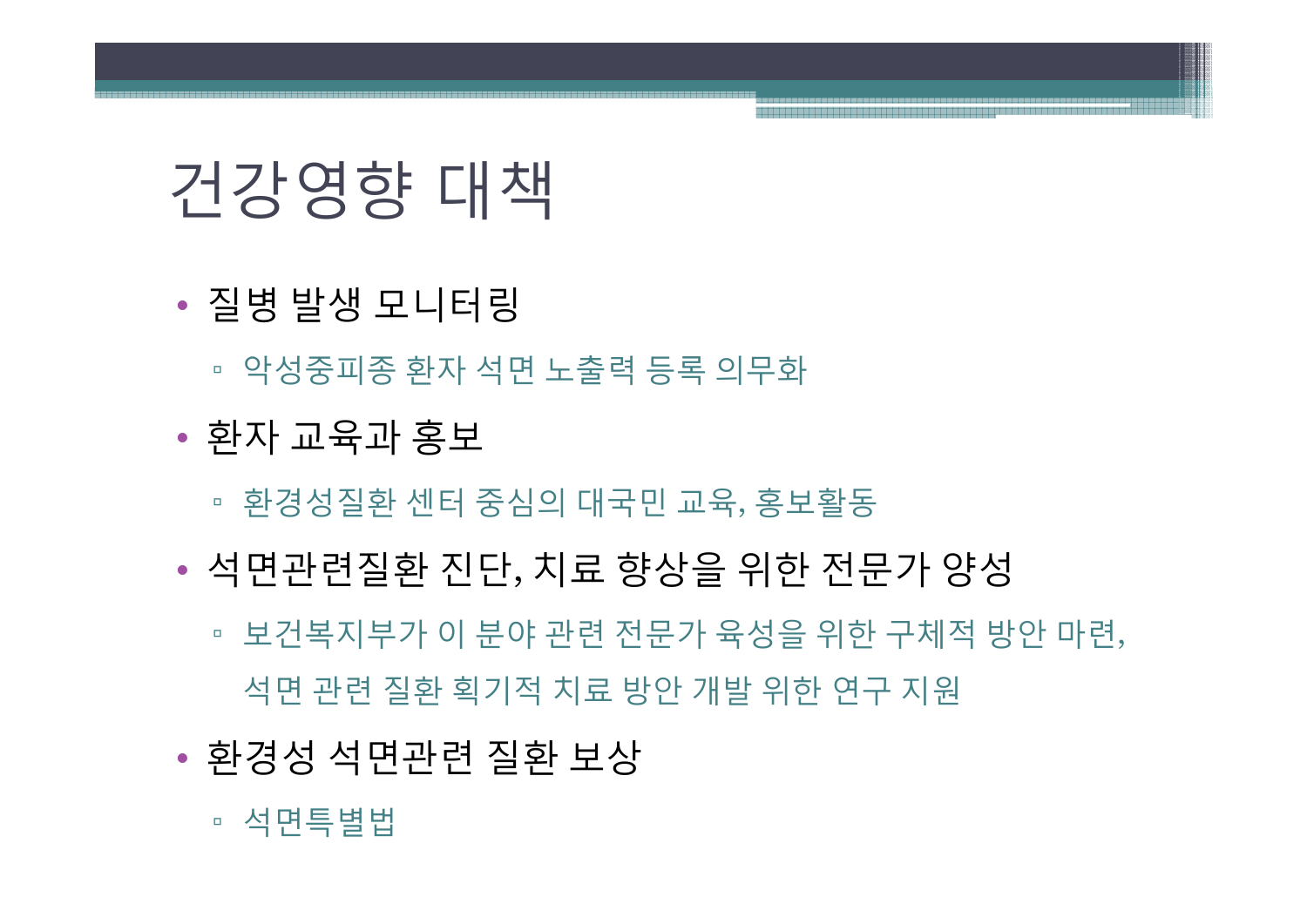# 건강영향 대책

- 질병 발생 모니터링
  - 악성중피종 환자 석면 노출력 등록 의무화
- 환자 교육과 홍보
  - 환경성질환 센터 중심의 대국민 교육, 홍보활동
- 석면관련질환 진단, 치료 향상을 위한 전문가 양성
  - 보건복지부가 이 분야 관련 전문가 육성을 위한 구체적 방안 마련, 석면 관련 질환 획기적 치료 방안 개발 위한 연구 지원
- 환경성 석면관련 질환 보상
  - 석면특별법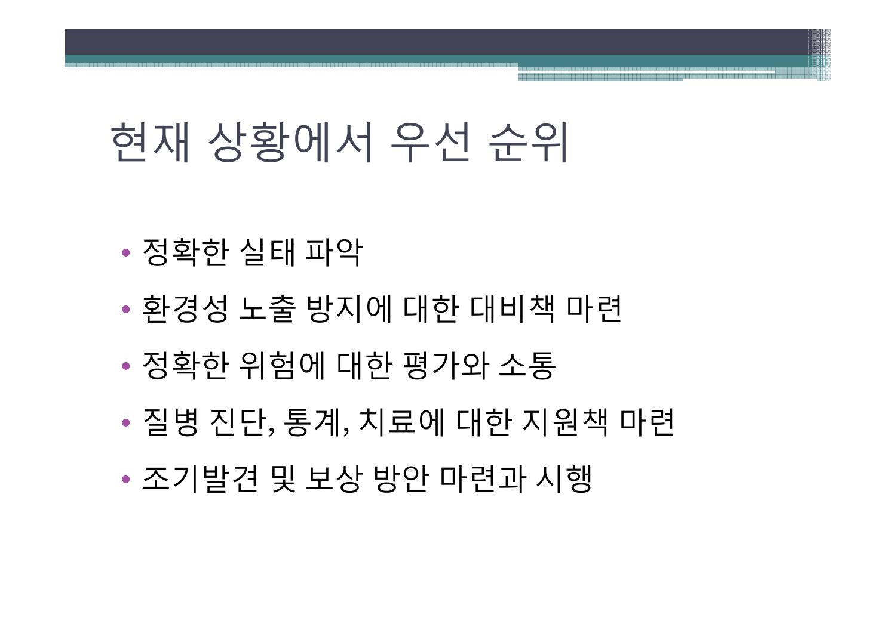# 현재 상황에서 우선 순위

- 정확한 실태 파악
- 환경성 노출 방지에 대한 대비책 마련
- 정확한 위험에 대한 평가와 소통
- 질병 진단, 통계, 치료에 대한 지원책 마련
- 조기발견 및 보상 방안 마련과 시행